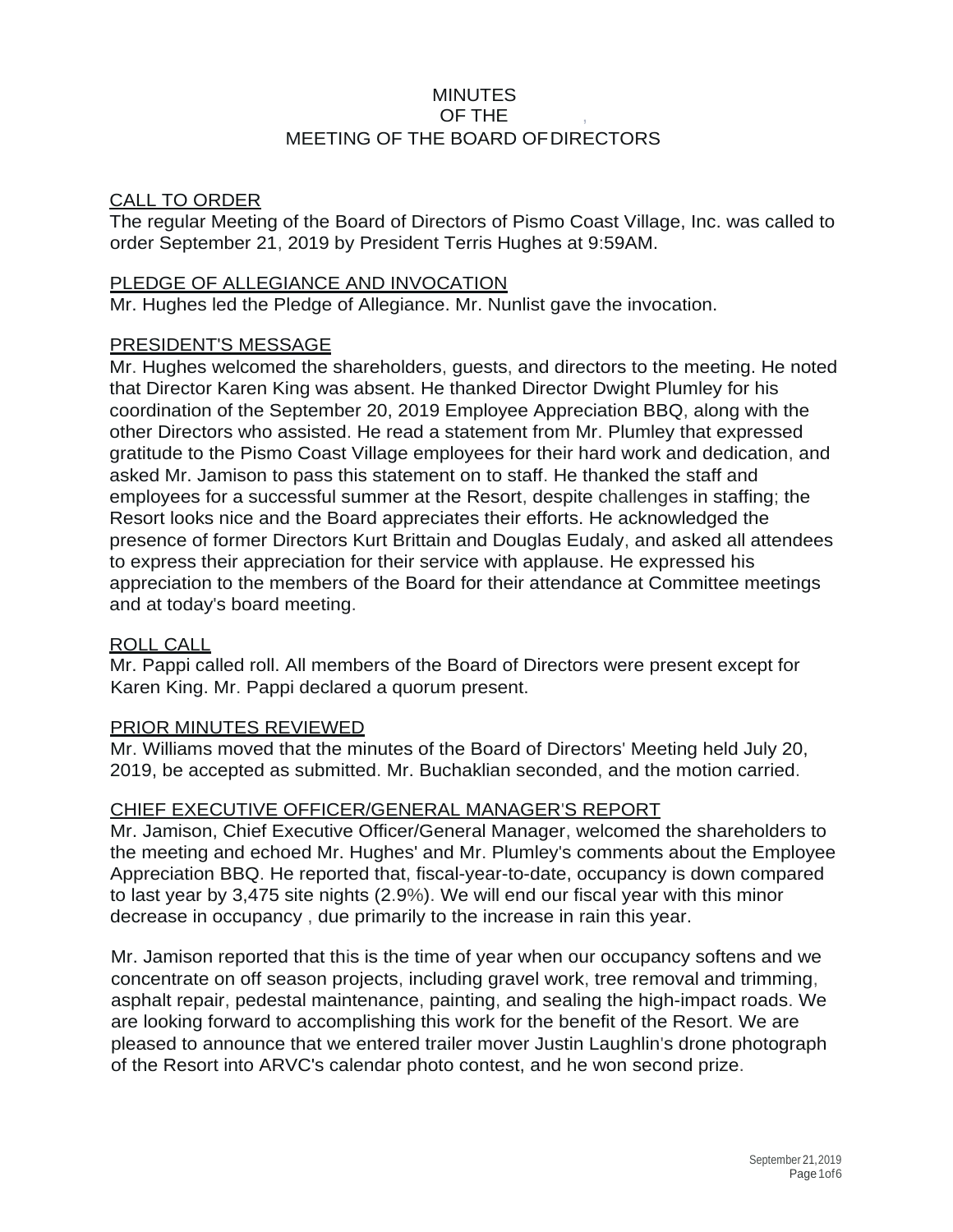# MINUTES
# OF THE
# MEETING OF THE BOARD OF DIRECTORS

## CALL TO ORDER

The regular Meeting of the Board of Directors of Pismo Coast Village, Inc. was called to order September 21, 2019 by President Terris Hughes at 9:59AM.

## PLEDGE OF ALLEGIANCE AND INVOCATION

Mr. Hughes led the Pledge of Allegiance. Mr. Nunlist gave the invocation.

## PRESIDENT'S MESSAGE

Mr. Hughes welcomed the shareholders, guests, and directors to the meeting. He noted that Director Karen King was absent. He thanked Director Dwight Plumley for his coordination of the September 20, 2019 Employee Appreciation BBQ, along with the other Directors who assisted. He read a statement from Mr. Plumley that expressed gratitude to the Pismo Coast Village employees for their hard work and dedication, and asked Mr. Jamison to pass this statement on to staff. He thanked the staff and employees for a successful summer at the Resort, despite challenges in staffing; the Resort looks nice and the Board appreciates their efforts. He acknowledged the presence of former Directors Kurt Brittain and Douglas Eudaly, and asked all attendees to express their appreciation for their service with applause. He expressed his appreciation to the members of the Board for their attendance at Committee meetings and at today's board meeting.

## ROLL CALL

Mr. Pappi called roll. All members of the Board of Directors were present except for Karen King. Mr. Pappi declared a quorum present.

## PRIOR MINUTES REVIEWED

Mr. Williams moved that the minutes of the Board of Directors' Meeting held July 20, 2019, be accepted as submitted. Mr. Buchaklian seconded, and the motion carried.

## CHIEF EXECUTIVE OFFICER/GENERAL MANAGER'S REPORT

Mr. Jamison, Chief Executive Officer/General Manager, welcomed the shareholders to the meeting and echoed Mr. Hughes' and Mr. Plumley's comments about the Employee Appreciation BBQ. He reported that, fiscal-year-to-date, occupancy is down compared to last year by 3,475 site nights (2.9%). We will end our fiscal year with this minor decrease in occupancy , due primarily to the increase in rain this year.

Mr. Jamison reported that this is the time of year when our occupancy softens and we concentrate on off season projects, including gravel work, tree removal and trimming, asphalt repair, pedestal maintenance, painting, and sealing the high-impact roads. We are looking forward to accomplishing this work for the benefit of the Resort. We are pleased to announce that we entered trailer mover Justin Laughlin's drone photograph of the Resort into ARVC's calendar photo contest, and he won second prize.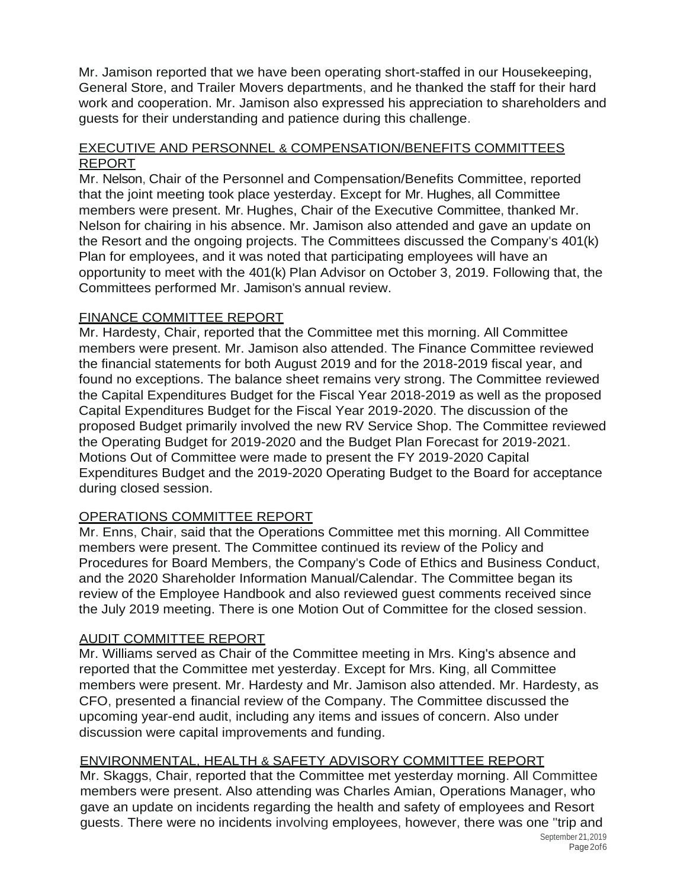Mr. Jamison reported that we have been operating short-staffed in our Housekeeping, General Store, and Trailer Movers departments, and he thanked the staff for their hard work and cooperation. Mr. Jamison also expressed his appreciation to shareholders and guests for their understanding and patience during this challenge.

## EXECUTIVE AND PERSONNEL & COMPENSATION/BENEFITS COMMITTEES REPORT

Mr. Nelson, Chair of the Personnel and Compensation/Benefits Committee, reported that the joint meeting took place yesterday. Except for Mr. Hughes, all Committee members were present. Mr. Hughes, Chair of the Executive Committee, thanked Mr. Nelson for chairing in his absence. Mr. Jamison also attended and gave an update on the Resort and the ongoing projects. The Committees discussed the Company's 401(k) Plan for employees, and it was noted that participating employees will have an opportunity to meet with the 401(k) Plan Advisor on October 3, 2019. Following that, the Committees performed Mr. Jamison's annual review.

## FINANCE COMMITTEE REPORT

Mr. Hardesty, Chair, reported that the Committee met this morning. All Committee members were present. Mr. Jamison also attended. The Finance Committee reviewed the financial statements for both August 2019 and for the 2018-2019 fiscal year, and found no exceptions. The balance sheet remains very strong. The Committee reviewed the Capital Expenditures Budget for the Fiscal Year 2018-2019 as well as the proposed Capital Expenditures Budget for the Fiscal Year 2019-2020. The discussion of the proposed Budget primarily involved the new RV Service Shop. The Committee reviewed the Operating Budget for 2019-2020 and the Budget Plan Forecast for 2019-2021. Motions Out of Committee were made to present the FY 2019-2020 Capital Expenditures Budget and the 2019-2020 Operating Budget to the Board for acceptance during closed session.

## OPERATIONS COMMITTEE REPORT

Mr. Enns, Chair, said that the Operations Committee met this morning. All Committee members were present. The Committee continued its review of the Policy and Procedures for Board Members, the Company's Code of Ethics and Business Conduct, and the 2020 Shareholder Information Manual/Calendar. The Committee began its review of the Employee Handbook and also reviewed guest comments received since the July 2019 meeting. There is one Motion Out of Committee for the closed session.

## AUDIT COMMITTEE REPORT

Mr. Williams served as Chair of the Committee meeting in Mrs. King's absence and reported that the Committee met yesterday. Except for Mrs. King, all Committee members were present. Mr. Hardesty and Mr. Jamison also attended. Mr. Hardesty, as CFO, presented a financial review of the Company. The Committee discussed the upcoming year-end audit, including any items and issues of concern. Also under discussion were capital improvements and funding.

## ENVIRONMENTAL, HEALTH & SAFETY ADVISORY COMMITTEE REPORT

Mr. Skaggs, Chair, reported that the Committee met yesterday morning. All Committee members were present. Also attending was Charles Amian, Operations Manager, who gave an update on incidents regarding the health and safety of employees and Resort guests. There were no incidents involving employees, however, there was one "trip and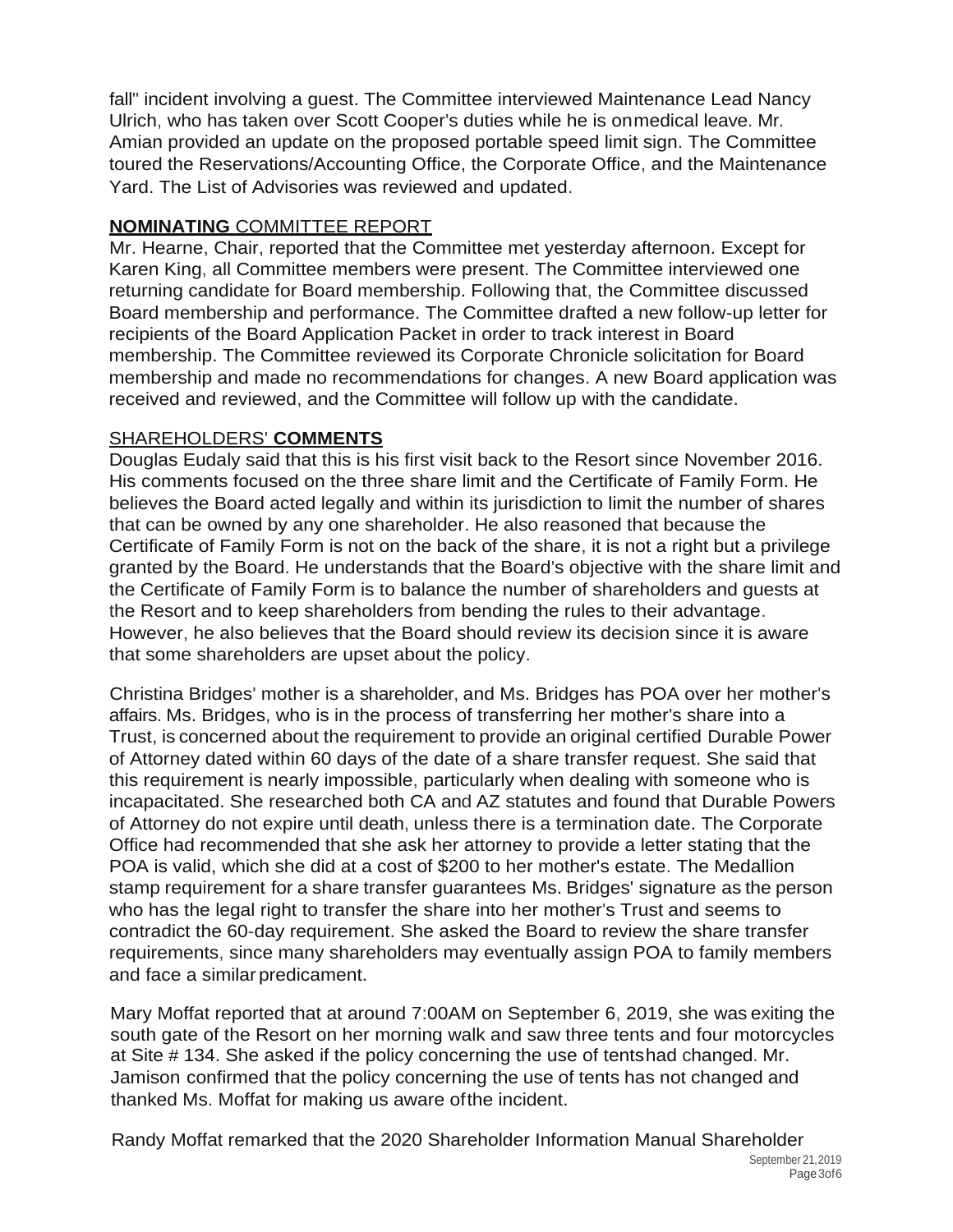fall" incident involving a guest. The Committee interviewed Maintenance Lead Nancy Ulrich, who has taken over Scott Cooper's duties while he is on medical leave. Mr. Amian provided an update on the proposed portable speed limit sign. The Committee toured the Reservations/Accounting Office, the Corporate Office, and the Maintenance Yard. The List of Advisories was reviewed and updated.

## **NOMINATING** COMMITTEE REPORT

Mr. Hearne, Chair, reported that the Committee met yesterday afternoon. Except for Karen King, all Committee members were present. The Committee interviewed one returning candidate for Board membership. Following that, the Committee discussed Board membership and performance. The Committee drafted a new follow-up letter for recipients of the Board Application Packet in order to track interest in Board membership. The Committee reviewed its Corporate Chronicle solicitation for Board membership and made no recommendations for changes. A new Board application was received and reviewed, and the Committee will follow up with the candidate.

## SHAREHOLDERS' **COMMENTS**

Douglas Eudaly said that this is his first visit back to the Resort since November 2016. His comments focused on the three share limit and the Certificate of Family Form. He believes the Board acted legally and within its jurisdiction to limit the number of shares that can be owned by any one shareholder. He also reasoned that because the Certificate of Family Form is not on the back of the share, it is not a right but a privilege granted by the Board. He understands that the Board's objective with the share limit and the Certificate of Family Form is to balance the number of shareholders and guests at the Resort and to keep shareholders from bending the rules to their advantage. However, he also believes that the Board should review its decision since it is aware that some shareholders are upset about the policy.

Christina Bridges' mother is a shareholder, and Ms. Bridges has POA over her mother's affairs. Ms. Bridges, who is in the process of transferring her mother's share into a Trust, is concerned about the requirement to provide an original certified Durable Power of Attorney dated within 60 days of the date of a share transfer request. She said that this requirement is nearly impossible, particularly when dealing with someone who is incapacitated. She researched both CA and AZ statutes and found that Durable Powers of Attorney do not expire until death, unless there is a termination date. The Corporate Office had recommended that she ask her attorney to provide a letter stating that the POA is valid, which she did at a cost of $200 to her mother's estate. The Medallion stamp requirement for a share transfer guarantees Ms. Bridges' signature as the person who has the legal right to transfer the share into her mother's Trust and seems to contradict the 60-day requirement. She asked the Board to review the share transfer requirements, since many shareholders may eventually assign POA to family members and face a similar predicament.

Mary Moffat reported that at around 7:00AM on September 6, 2019, she was exiting the south gate of the Resort on her morning walk and saw three tents and four motorcycles at Site # 134. She asked if the policy concerning the use of tents had changed. Mr. Jamison confirmed that the policy concerning the use of tents has not changed and thanked Ms. Moffat for making us aware of the incident.

Randy Moffat remarked that the 2020 Shareholder Information Manual Shareholder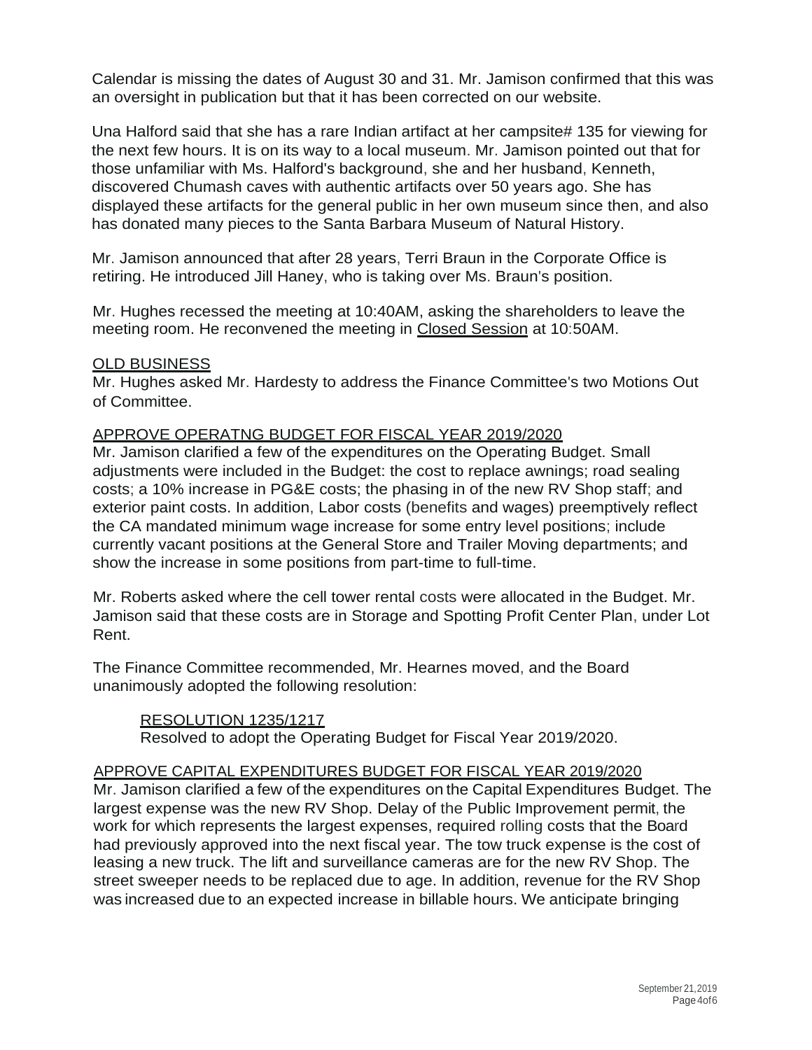Calendar is missing the dates of August 30 and 31. Mr. Jamison confirmed that this was an oversight in publication but that it has been corrected on our website.

Una Halford said that she has a rare Indian artifact at her campsite# 135 for viewing for the next few hours. It is on its way to a local museum. Mr. Jamison pointed out that for those unfamiliar with Ms. Halford's background, she and her husband, Kenneth, discovered Chumash caves with authentic artifacts over 50 years ago. She has displayed these artifacts for the general public in her own museum since then, and also has donated many pieces to the Santa Barbara Museum of Natural History.

Mr. Jamison announced that after 28 years, Terri Braun in the Corporate Office is retiring. He introduced Jill Haney, who is taking over Ms. Braun's position.

Mr. Hughes recessed the meeting at 10:40AM, asking the shareholders to leave the meeting room. He reconvened the meeting in Closed Session at 10:50AM.

OLD BUSINESS

Mr. Hughes asked Mr. Hardesty to address the Finance Committee's two Motions Out of Committee.

APPROVE OPERATNG BUDGET FOR FISCAL YEAR 2019/2020

Mr. Jamison clarified a few of the expenditures on the Operating Budget. Small adjustments were included in the Budget: the cost to replace awnings; road sealing costs; a 10% increase in PG&E costs; the phasing in of the new RV Shop staff; and exterior paint costs. In addition, Labor costs (benefits and wages) preemptively reflect the CA mandated minimum wage increase for some entry level positions; include currently vacant positions at the General Store and Trailer Moving departments; and show the increase in some positions from part-time to full-time.

Mr. Roberts asked where the cell tower rental costs were allocated in the Budget. Mr. Jamison said that these costs are in Storage and Spotting Profit Center Plan, under Lot Rent.

The Finance Committee recommended, Mr. Hearnes moved, and the Board unanimously adopted the following resolution:

> RESOLUTION 1235/1217
> Resolved to adopt the Operating Budget for Fiscal Year 2019/2020.

APPROVE CAPITAL EXPENDITURES BUDGET FOR FISCAL YEAR 2019/2020

Mr. Jamison clarified a few of the expenditures on the Capital Expenditures Budget. The largest expense was the new RV Shop. Delay of the Public Improvement permit, the work for which represents the largest expenses, required rolling costs that the Board had previously approved into the next fiscal year. The tow truck expense is the cost of leasing a new truck. The lift and surveillance cameras are for the new RV Shop. The street sweeper needs to be replaced due to age. In addition, revenue for the RV Shop was increased due to an expected increase in billable hours. We anticipate bringing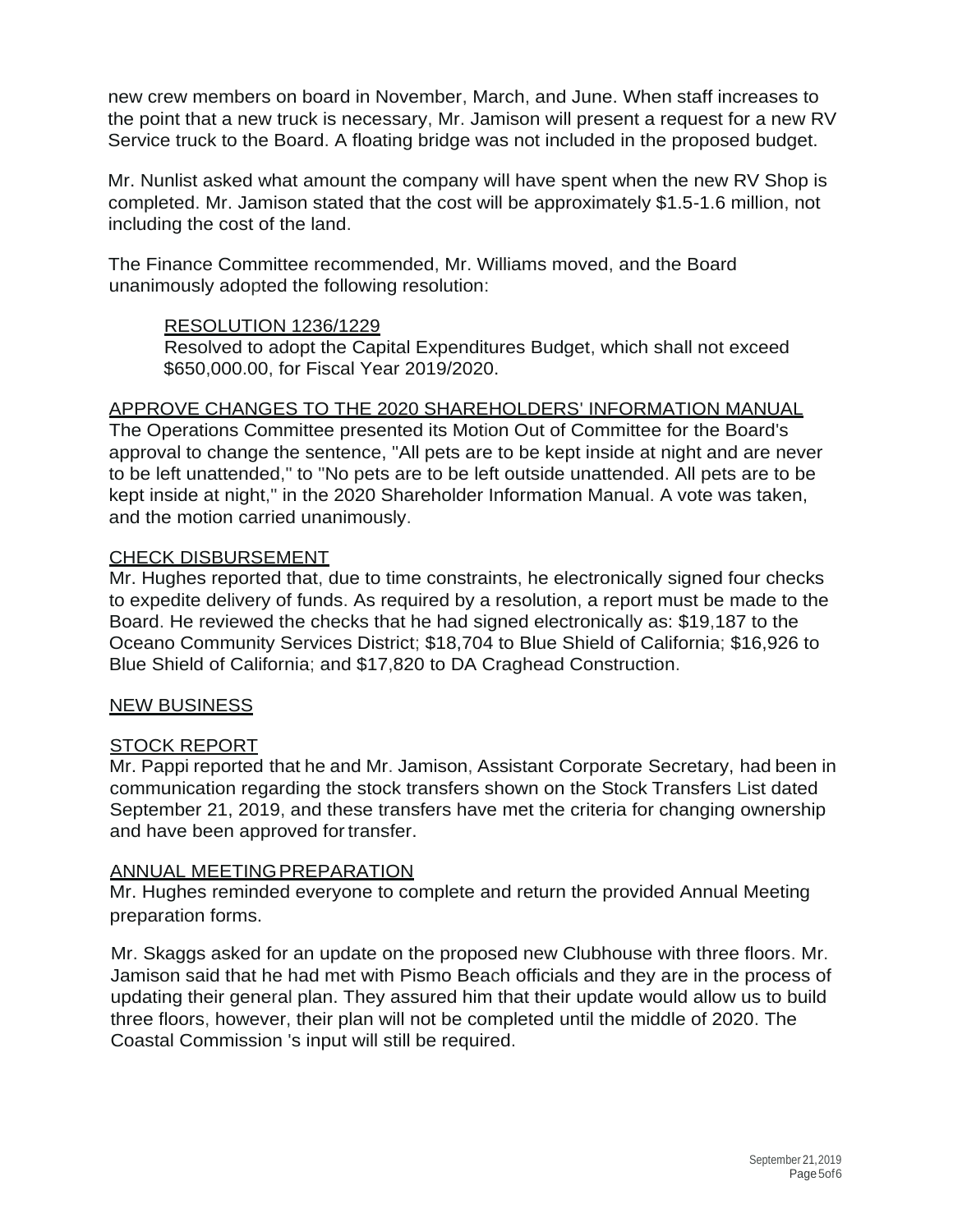new crew members on board in November, March, and June. When staff increases to the point that a new truck is necessary, Mr. Jamison will present a request for a new RV Service truck to the Board. A floating bridge was not included in the proposed budget.

Mr. Nunlist asked what amount the company will have spent when the new RV Shop is completed. Mr. Jamison stated that the cost will be approximately $1.5-1.6 million, not including the cost of the land.

The Finance Committee recommended, Mr. Williams moved, and the Board unanimously adopted the following resolution:

> RESOLUTION 1236/1229
> Resolved to adopt the Capital Expenditures Budget, which shall not exceed $650,000.00, for Fiscal Year 2019/2020.

## APPROVE CHANGES TO THE 2020 SHAREHOLDERS' INFORMATION MANUAL

The Operations Committee presented its Motion Out of Committee for the Board's approval to change the sentence, "All pets are to be kept inside at night and are never to be left unattended," to "No pets are to be left outside unattended. All pets are to be kept inside at night," in the 2020 Shareholder Information Manual. A vote was taken, and the motion carried unanimously.

## CHECK DISBURSEMENT

Mr. Hughes reported that, due to time constraints, he electronically signed four checks to expedite delivery of funds. As required by a resolution, a report must be made to the Board. He reviewed the checks that he had signed electronically as: $19,187 to the Oceano Community Services District; $18,704 to Blue Shield of California; $16,926 to Blue Shield of California; and $17,820 to DA Craghead Construction.

## NEW BUSINESS

### STOCK REPORT

Mr. Pappi reported that he and Mr. Jamison, Assistant Corporate Secretary, had been in communication regarding the stock transfers shown on the Stock Transfers List dated September 21, 2019, and these transfers have met the criteria for changing ownership and have been approved for transfer.

### ANNUAL MEETING PREPARATION

Mr. Hughes reminded everyone to complete and return the provided Annual Meeting preparation forms.

Mr. Skaggs asked for an update on the proposed new Clubhouse with three floors. Mr. Jamison said that he had met with Pismo Beach officials and they are in the process of updating their general plan. They assured him that their update would allow us to build three floors, however, their plan will not be completed until the middle of 2020. The Coastal Commission 's input will still be required.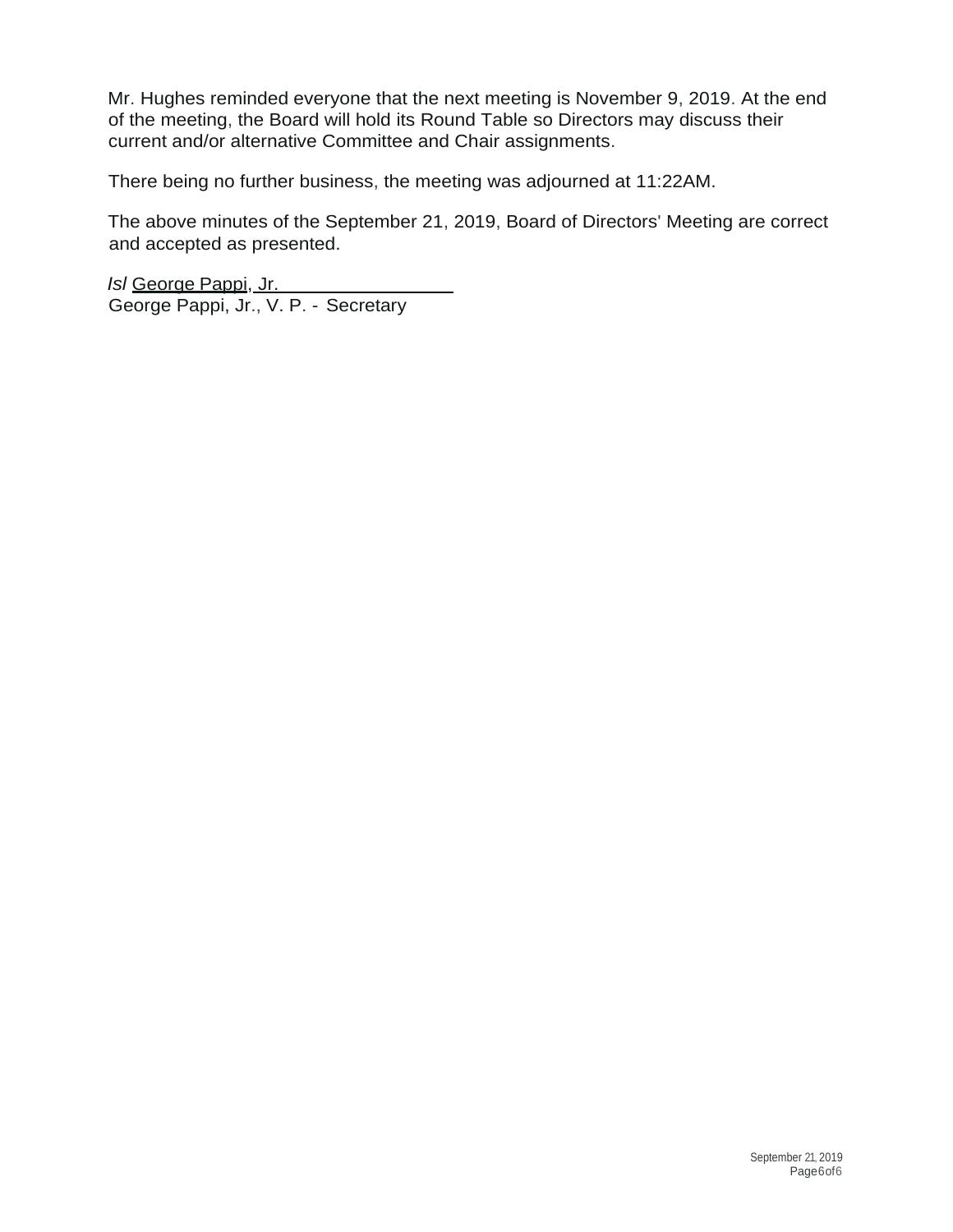Mr. Hughes reminded everyone that the next meeting is November 9, 2019. At the end of the meeting, the Board will hold its Round Table so Directors may discuss their current and/or alternative Committee and Chair assignments.

There being no further business, the meeting was adjourned at 11:22AM.

The above minutes of the September 21, 2019, Board of Directors' Meeting are correct and accepted as presented.

*/s/* George Pappi, Jr.
George Pappi, Jr., V. P. - Secretary